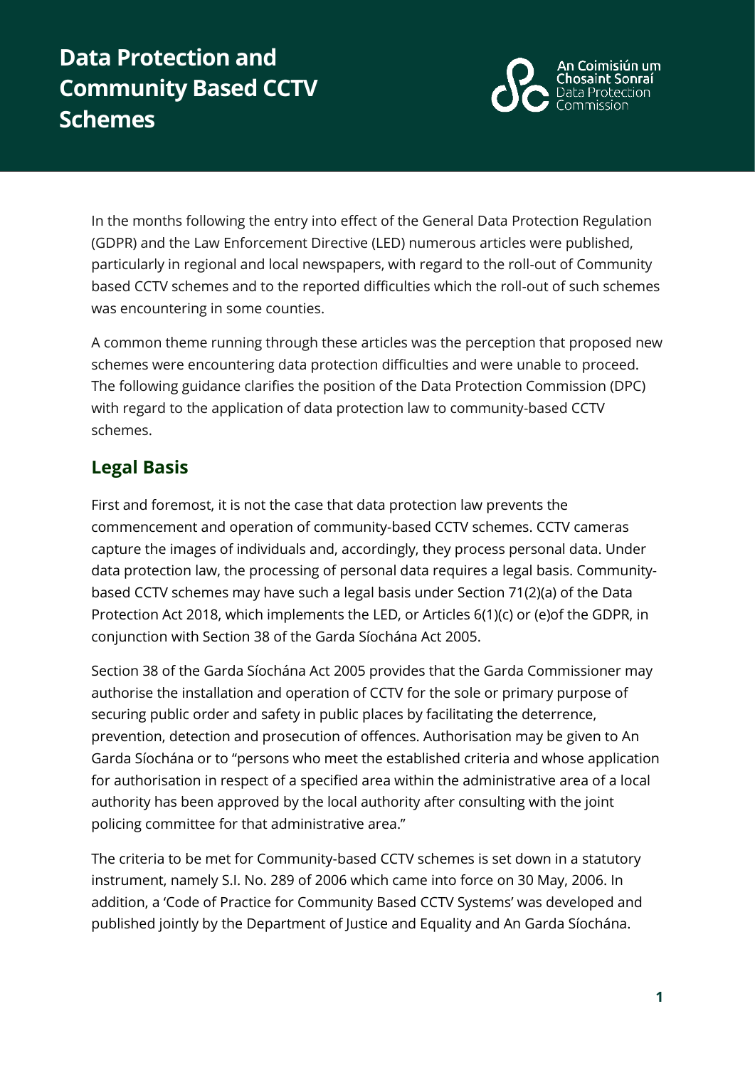# Data Protection and Community Based CCTV Schemes

An Coimisiún um Chosaint Sonraí
Data Protection Commission

In the months following the entry into effect of the General Data Protection Regulation (GDPR) and the Law Enforcement Directive (LED) numerous articles were published, particularly in regional and local newspapers, with regard to the roll-out of Community based CCTV schemes and to the reported difficulties which the roll-out of such schemes was encountering in some counties.

A common theme running through these articles was the perception that proposed new schemes were encountering data protection difficulties and were unable to proceed. The following guidance clarifies the position of the Data Protection Commission (DPC) with regard to the application of data protection law to community-based CCTV schemes.

## Legal Basis

First and foremost, it is not the case that data protection law prevents the commencement and operation of community-based CCTV schemes. CCTV cameras capture the images of individuals and, accordingly, they process personal data. Under data protection law, the processing of personal data requires a legal basis. Community-based CCTV schemes may have such a legal basis under Section 71(2)(a) of the Data Protection Act 2018, which implements the LED, or Articles 6(1)(c) or (e)of the GDPR, in conjunction with Section 38 of the Garda Síochána Act 2005.

Section 38 of the Garda Síochána Act 2005 provides that the Garda Commissioner may authorise the installation and operation of CCTV for the sole or primary purpose of securing public order and safety in public places by facilitating the deterrence, prevention, detection and prosecution of offences. Authorisation may be given to An Garda Síochána or to "persons who meet the established criteria and whose application for authorisation in respect of a specified area within the administrative area of a local authority has been approved by the local authority after consulting with the joint policing committee for that administrative area."

The criteria to be met for Community-based CCTV schemes is set down in a statutory instrument, namely S.I. No. 289 of 2006 which came into force on 30 May, 2006. In addition, a 'Code of Practice for Community Based CCTV Systems' was developed and published jointly by the Department of Justice and Equality and An Garda Síochána.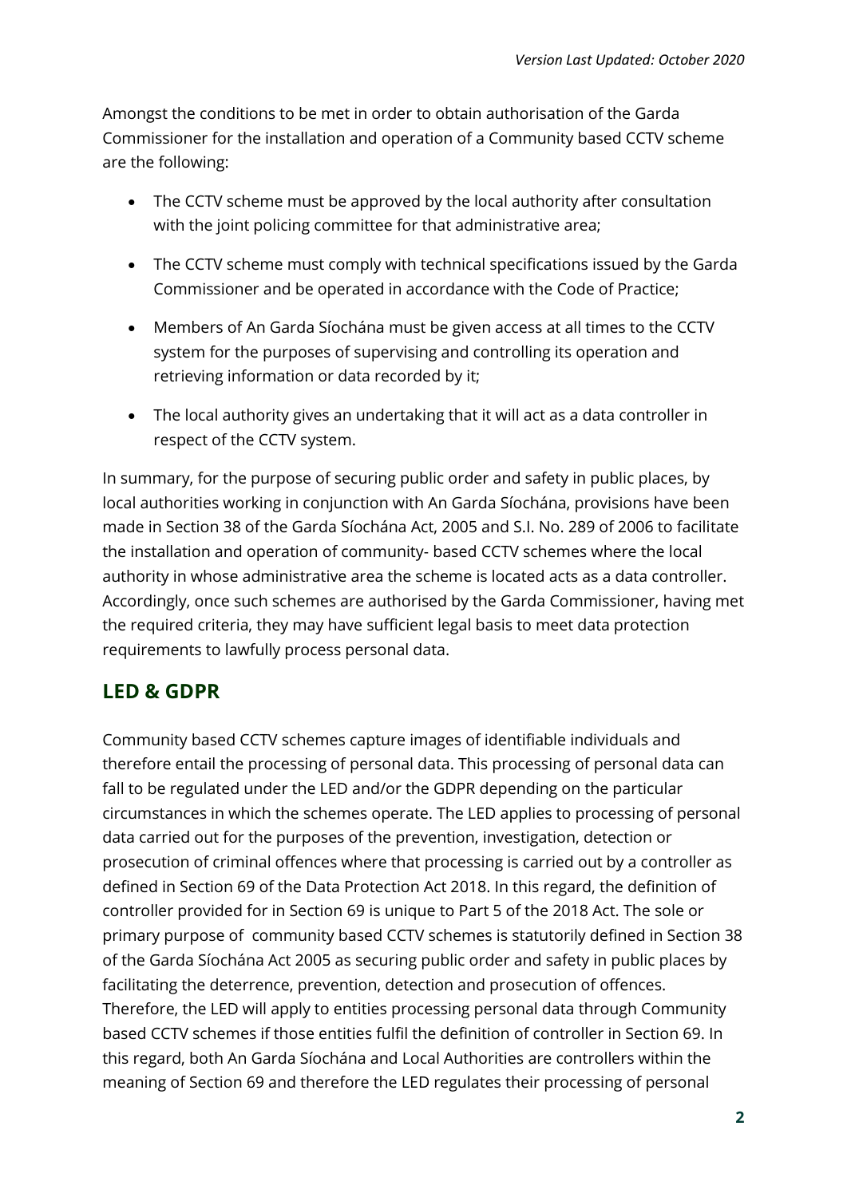Amongst the conditions to be met in order to obtain authorisation of the Garda Commissioner for the installation and operation of a Community based CCTV scheme are the following:

- The CCTV scheme must be approved by the local authority after consultation with the joint policing committee for that administrative area;
- The CCTV scheme must comply with technical specifications issued by the Garda Commissioner and be operated in accordance with the Code of Practice;
- Members of An Garda Síochána must be given access at all times to the CCTV system for the purposes of supervising and controlling its operation and retrieving information or data recorded by it;
- The local authority gives an undertaking that it will act as a data controller in respect of the CCTV system.

In summary, for the purpose of securing public order and safety in public places, by local authorities working in conjunction with An Garda Síochána, provisions have been made in Section 38 of the Garda Síochána Act, 2005 and S.I. No. 289 of 2006 to facilitate the installation and operation of community- based CCTV schemes where the local authority in whose administrative area the scheme is located acts as a data controller. Accordingly, once such schemes are authorised by the Garda Commissioner, having met the required criteria, they may have sufficient legal basis to meet data protection requirements to lawfully process personal data.

## LED & GDPR

Community based CCTV schemes capture images of identifiable individuals and therefore entail the processing of personal data. This processing of personal data can fall to be regulated under the LED and/or the GDPR depending on the particular circumstances in which the schemes operate. The LED applies to processing of personal data carried out for the purposes of the prevention, investigation, detection or prosecution of criminal offences where that processing is carried out by a controller as defined in Section 69 of the Data Protection Act 2018. In this regard, the definition of controller provided for in Section 69 is unique to Part 5 of the 2018 Act. The sole or primary purpose of community based CCTV schemes is statutorily defined in Section 38 of the Garda Síochána Act 2005 as securing public order and safety in public places by facilitating the deterrence, prevention, detection and prosecution of offences. Therefore, the LED will apply to entities processing personal data through Community based CCTV schemes if those entities fulfil the definition of controller in Section 69. In this regard, both An Garda Síochána and Local Authorities are controllers within the meaning of Section 69 and therefore the LED regulates their processing of personal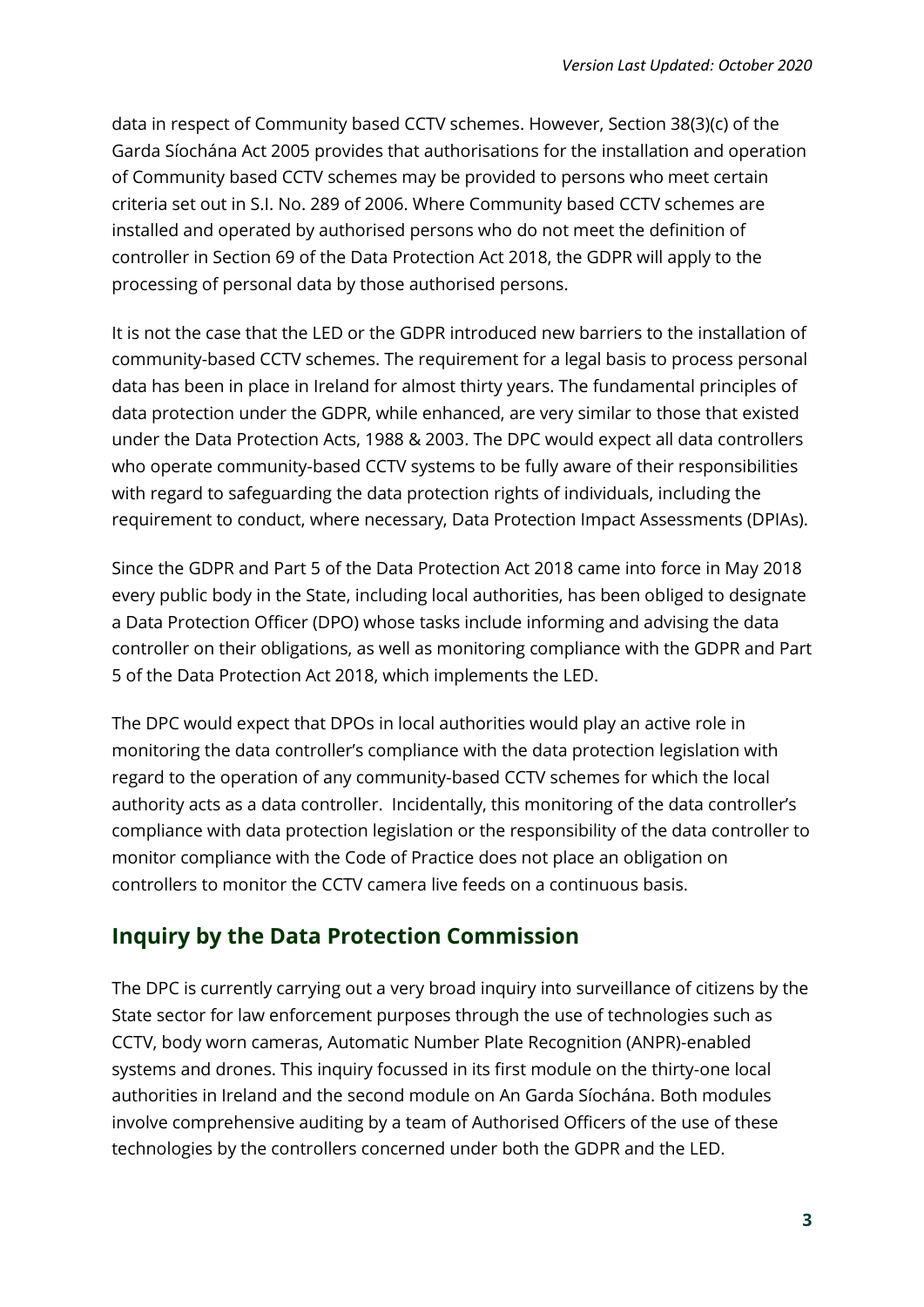data in respect of Community based CCTV schemes. However, Section 38(3)(c) of the Garda Síochána Act 2005 provides that authorisations for the installation and operation of Community based CCTV schemes may be provided to persons who meet certain criteria set out in S.I. No. 289 of 2006. Where Community based CCTV schemes are installed and operated by authorised persons who do not meet the definition of controller in Section 69 of the Data Protection Act 2018, the GDPR will apply to the processing of personal data by those authorised persons.

It is not the case that the LED or the GDPR introduced new barriers to the installation of community-based CCTV schemes. The requirement for a legal basis to process personal data has been in place in Ireland for almost thirty years. The fundamental principles of data protection under the GDPR, while enhanced, are very similar to those that existed under the Data Protection Acts, 1988 & 2003. The DPC would expect all data controllers who operate community-based CCTV systems to be fully aware of their responsibilities with regard to safeguarding the data protection rights of individuals, including the requirement to conduct, where necessary, Data Protection Impact Assessments (DPIAs).

Since the GDPR and Part 5 of the Data Protection Act 2018 came into force in May 2018 every public body in the State, including local authorities, has been obliged to designate a Data Protection Officer (DPO) whose tasks include informing and advising the data controller on their obligations, as well as monitoring compliance with the GDPR and Part 5 of the Data Protection Act 2018, which implements the LED.

The DPC would expect that DPOs in local authorities would play an active role in monitoring the data controller's compliance with the data protection legislation with regard to the operation of any community-based CCTV schemes for which the local authority acts as a data controller. Incidentally, this monitoring of the data controller's compliance with data protection legislation or the responsibility of the data controller to monitor compliance with the Code of Practice does not place an obligation on controllers to monitor the CCTV camera live feeds on a continuous basis.

## Inquiry by the Data Protection Commission

The DPC is currently carrying out a very broad inquiry into surveillance of citizens by the State sector for law enforcement purposes through the use of technologies such as CCTV, body worn cameras, Automatic Number Plate Recognition (ANPR)-enabled systems and drones. This inquiry focussed in its first module on the thirty-one local authorities in Ireland and the second module on An Garda Síochána. Both modules involve comprehensive auditing by a team of Authorised Officers of the use of these technologies by the controllers concerned under both the GDPR and the LED.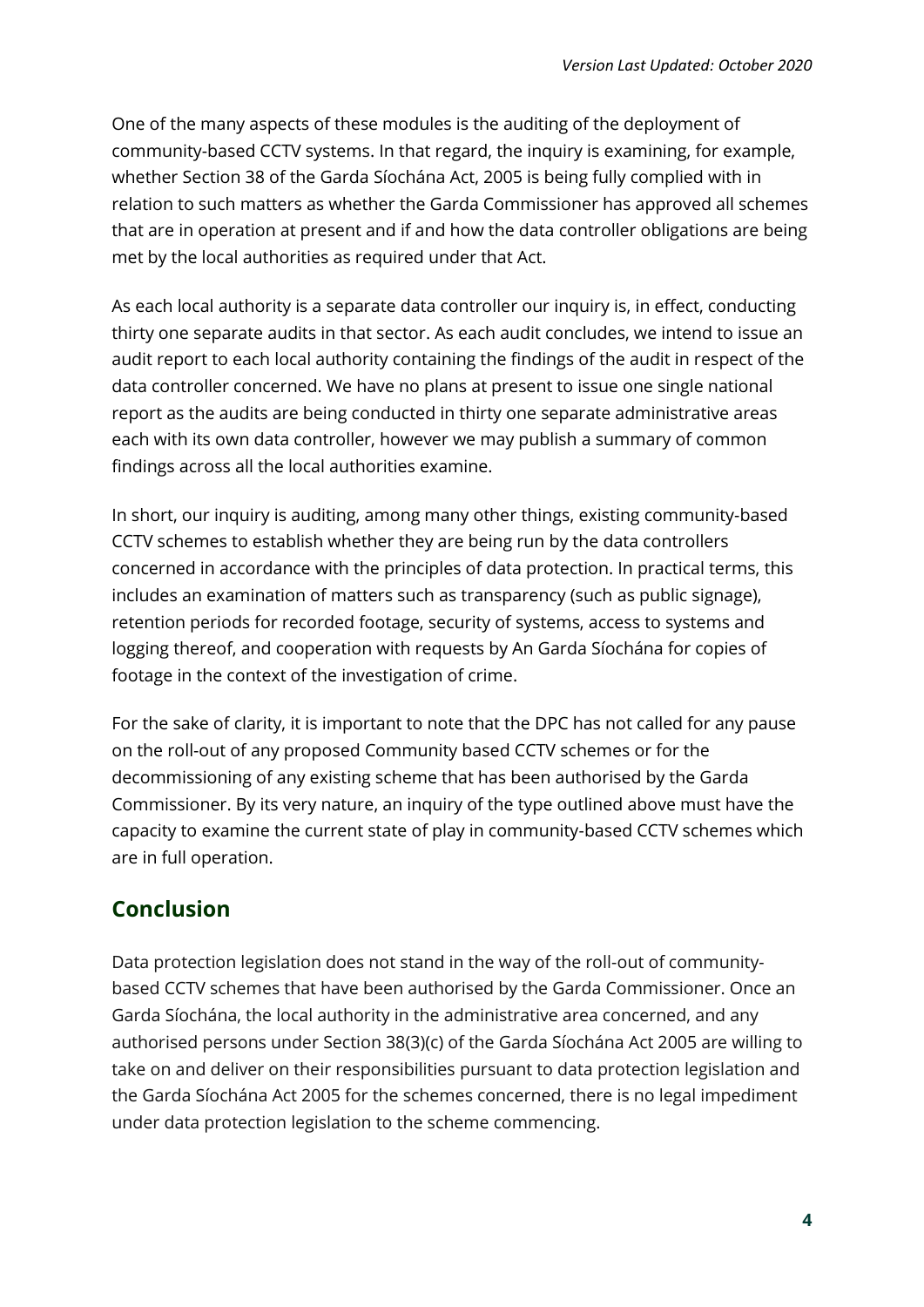One of the many aspects of these modules is the auditing of the deployment of community-based CCTV systems. In that regard, the inquiry is examining, for example, whether Section 38 of the Garda Síochána Act, 2005 is being fully complied with in relation to such matters as whether the Garda Commissioner has approved all schemes that are in operation at present and if and how the data controller obligations are being met by the local authorities as required under that Act.

As each local authority is a separate data controller our inquiry is, in effect, conducting thirty one separate audits in that sector. As each audit concludes, we intend to issue an audit report to each local authority containing the findings of the audit in respect of the data controller concerned. We have no plans at present to issue one single national report as the audits are being conducted in thirty one separate administrative areas each with its own data controller, however we may publish a summary of common findings across all the local authorities examine.

In short, our inquiry is auditing, among many other things, existing community-based CCTV schemes to establish whether they are being run by the data controllers concerned in accordance with the principles of data protection. In practical terms, this includes an examination of matters such as transparency (such as public signage), retention periods for recorded footage, security of systems, access to systems and logging thereof, and cooperation with requests by An Garda Síochána for copies of footage in the context of the investigation of crime.

For the sake of clarity, it is important to note that the DPC has not called for any pause on the roll-out of any proposed Community based CCTV schemes or for the decommissioning of any existing scheme that has been authorised by the Garda Commissioner. By its very nature, an inquiry of the type outlined above must have the capacity to examine the current state of play in community-based CCTV schemes which are in full operation.

## Conclusion

Data protection legislation does not stand in the way of the roll-out of community-based CCTV schemes that have been authorised by the Garda Commissioner. Once an Garda Síochána, the local authority in the administrative area concerned, and any authorised persons under Section 38(3)(c) of the Garda Síochána Act 2005 are willing to take on and deliver on their responsibilities pursuant to data protection legislation and the Garda Síochána Act 2005 for the schemes concerned, there is no legal impediment under data protection legislation to the scheme commencing.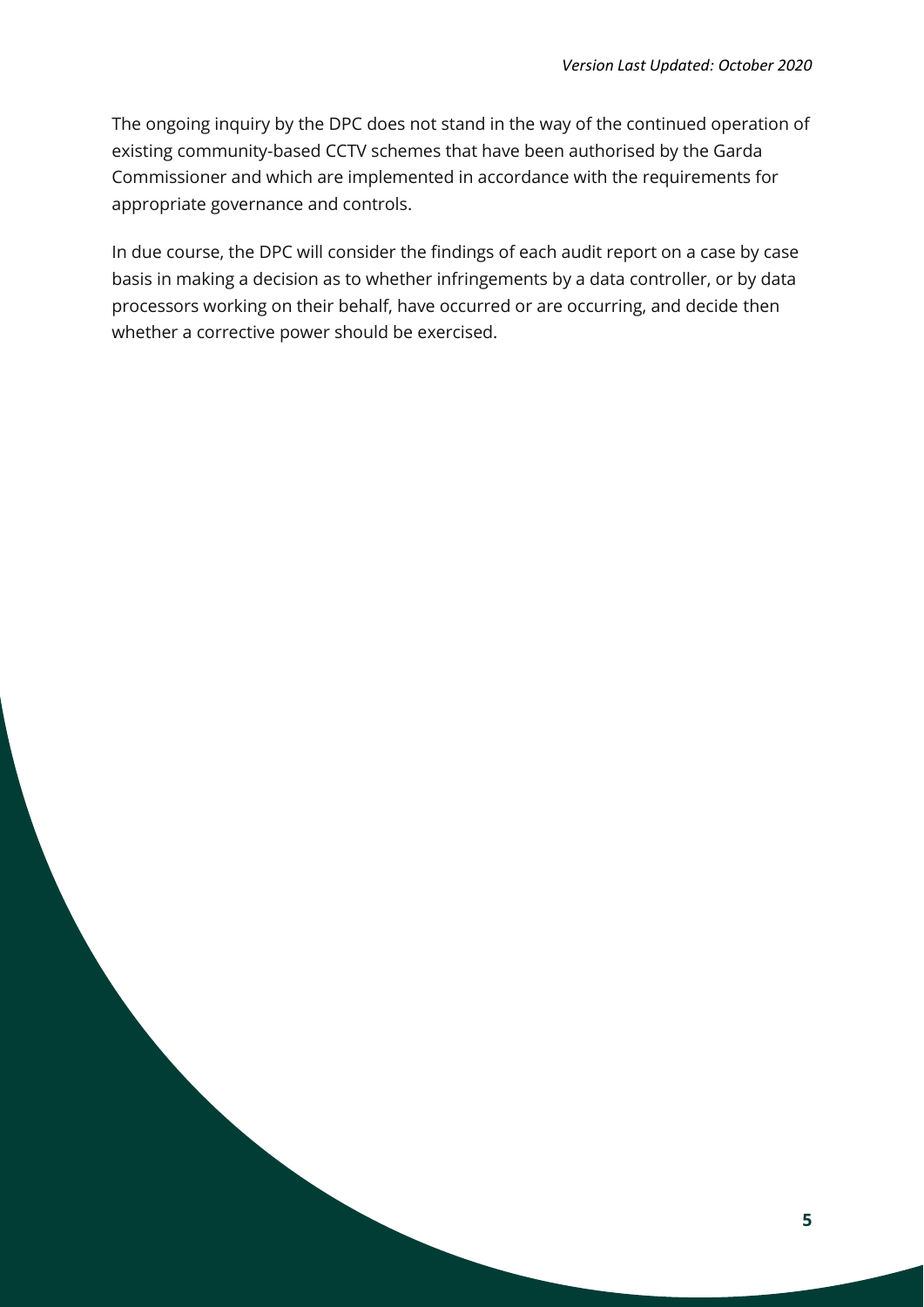The ongoing inquiry by the DPC does not stand in the way of the continued operation of existing community-based CCTV schemes that have been authorised by the Garda Commissioner and which are implemented in accordance with the requirements for appropriate governance and controls.

In due course, the DPC will consider the findings of each audit report on a case by case basis in making a decision as to whether infringements by a data controller, or by data processors working on their behalf, have occurred or are occurring, and decide then whether a corrective power should be exercised.